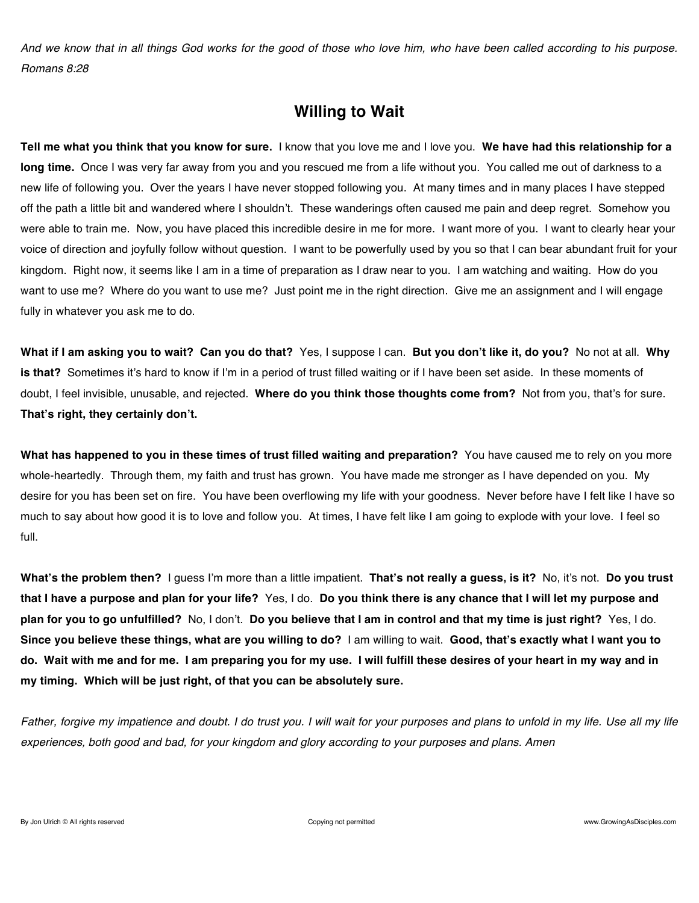*And we know that in all things God works for the good of those who love him, who have been called according to his purpose. Romans 8:28*

# Willing to Wait

**Tell me what you think that you know for sure.** I know that you love me and I love you. **We have had this relationship for a long time.** Once I was very far away from you and you rescued me from a life without you. You called me out of darkness to a new life of following you. Over the years I have never stopped following you. At many times and in many places I have stepped off the path a little bit and wandered where I shouldn't. These wanderings often caused me pain and deep regret. Somehow you were able to train me. Now, you have placed this incredible desire in me for more. I want more of you. I want to clearly hear your voice of direction and joyfully follow without question. I want to be powerfully used by you so that I can bear abundant fruit for your kingdom. Right now, it seems like I am in a time of preparation as I draw near to you. I am watching and waiting. How do you want to use me? Where do you want to use me? Just point me in the right direction. Give me an assignment and I will engage fully in whatever you ask me to do.

**What if I am asking you to wait? Can you do that?** Yes, I suppose I can. **But you don't like it, do you?** No not at all. **Why is that?** Sometimes it's hard to know if I'm in a period of trust filled waiting or if I have been set aside. In these moments of doubt, I feel invisible, unusable, and rejected. **Where do you think those thoughts come from?** Not from you, that's for sure. **That's right, they certainly don't.**

**What has happened to you in these times of trust filled waiting and preparation?** You have caused me to rely on you more whole-heartedly. Through them, my faith and trust has grown. You have made me stronger as I have depended on you. My desire for you has been set on fire. You have been overflowing my life with your goodness. Never before have I felt like I have so much to say about how good it is to love and follow you. At times, I have felt like I am going to explode with your love. I feel so full.

**What's the problem then?** I guess I'm more than a little impatient. **That's not really a guess, is it?** No, it's not. **Do you trust that I have a purpose and plan for your life?** Yes, I do. **Do you think there is any chance that I will let my purpose and plan for you to go unfulfilled?** No, I don't. **Do you believe that I am in control and that my time is just right?** Yes, I do. **Since you believe these things, what are you willing to do?** I am willing to wait. **Good, that's exactly what I want you to do. Wait with me and for me. I am preparing you for my use. I will fulfill these desires of your heart in my way and in my timing. Which will be just right, of that you can be absolutely sure.**

*Father, forgive my impatience and doubt. I do trust you. I will wait for your purposes and plans to unfold in my life. Use all my life experiences, both good and bad, for your kingdom and glory according to your purposes and plans. Amen*

By Jon Ulrich © All rights reserved Copying not permitted www.GrowingAsDisciples.com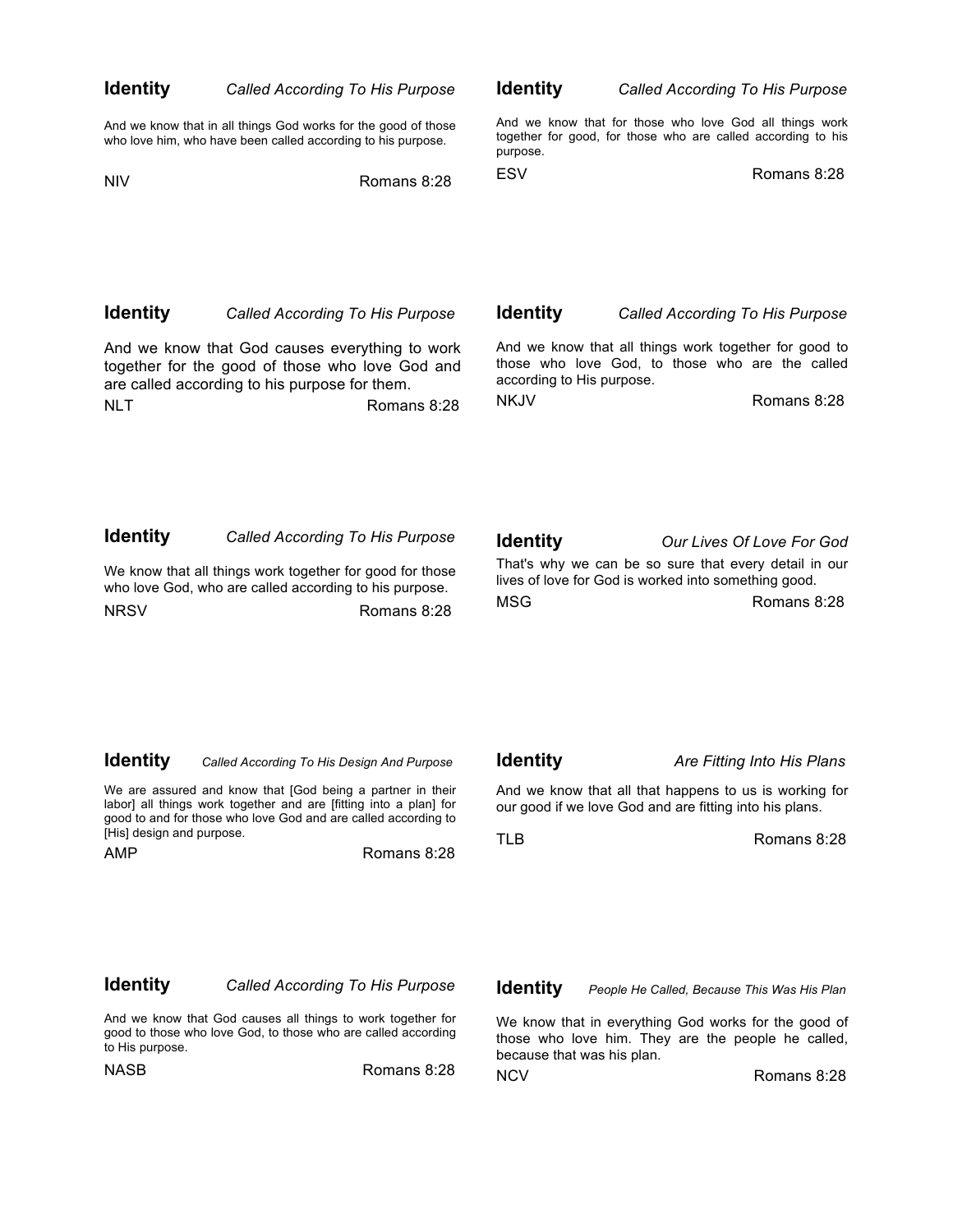**Identity** *Called According To His Purpose*

And we know that in all things God works for the good of those who love him, who have been called according to his purpose.

NIV Romans 8:28

**Identity** *Called According To His Purpose*

And we know that for those who love God all things work together for good, for those who are called according to his purpose.

ESV Romans 8:28

**Identity** *Called According To His Purpose*

And we know that God causes everything to work together for the good of those who love God and are called according to his purpose for them.

NLT Romans 8:28

**Identity** *Called According To His Purpose*

And we know that all things work together for good to those who love God, to those who are the called according to His purpose.

NKJV Romans 8:28

**Identity** *Called According To His Purpose*

We know that all things work together for good for those who love God, who are called according to his purpose.

NRSV Romans 8:28

**Identity** *Our Lives Of Love For God*

That's why we can be so sure that every detail in our lives of love for God is worked into something good.

MSG Romans 8:28

**Identity** *Called According To His Design And Purpose*

We are assured and know that [God being a partner in their labor] all things work together and are [fitting into a plan] for good to and for those who love God and are called according to [His] design and purpose.

AMP Romans 8:28

**Identity** *Are Fitting Into His Plans*

And we know that all that happens to us is working for our good if we love God and are fitting into his plans.

TLB Romans 8:28

**Identity** *Called According To His Purpose*

And we know that God causes all things to work together for good to those who love God, to those who are called according to His purpose.

NASB Romans 8:28

**Identity** *People He Called, Because This Was His Plan*

We know that in everything God works for the good of those who love him. They are the people he called, because that was his plan.

NCV Romans 8:28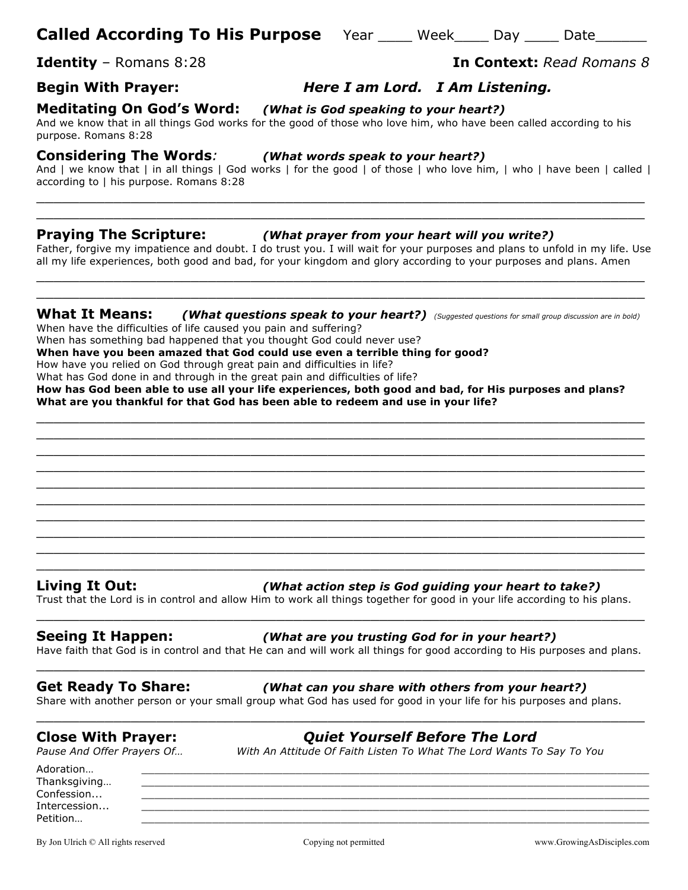# Called According To His Purpose

Year ____ Week____ Day ____ Date______

**Identity** – Romans 8:28

**In Context:** *Read Romans 8*

**Begin With Prayer:** ***Here I am Lord. I Am Listening.***

## Meditating On God's Word: *(What is God speaking to your heart?)*

And we know that in all things God works for the good of those who love him, who have been called according to his purpose. Romans 8:28

## Considering The Words*:* *(What words speak to your heart?)*

And | we know that | in all things | God works | for the good | of those | who love him, | who | have been | called | according to | his purpose. Romans 8:28

______________________________________________________________________________

______________________________________________________________________________

## Praying The Scripture: *(What prayer from your heart will you write?)*

Father, forgive my impatience and doubt. I do trust you. I will wait for your purposes and plans to unfold in my life. Use all my life experiences, both good and bad, for your kingdom and glory according to your purposes and plans. Amen

______________________________________________________________________________

______________________________________________________________________________

## What It Means: *(What questions speak to your heart?)* *(Suggested questions for small group discussion are in bold)*

When have the difficulties of life caused you pain and suffering?
When has something bad happened that you thought God could never use?
**When have you been amazed that God could use even a terrible thing for good?**
How have you relied on God through great pain and difficulties in life?
What has God done in and through in the great pain and difficulties of life?
**How has God been able to use all your life experiences, both good and bad, for His purposes and plans?**
**What are you thankful for that God has been able to redeem and use in your life?**

______________________________________________________________________________

______________________________________________________________________________

______________________________________________________________________________

______________________________________________________________________________

______________________________________________________________________________

______________________________________________________________________________

______________________________________________________________________________

______________________________________________________________________________

______________________________________________________________________________

______________________________________________________________________________

## Living It Out: *(What action step is God guiding your heart to take?)*

Trust that the Lord is in control and allow Him to work all things together for good in your life according to his plans.

______________________________________________________________________________

## Seeing It Happen: *(What are you trusting God for in your heart?)*

Have faith that God is in control and that He can and will work all things for good according to His purposes and plans.

______________________________________________________________________________

## Get Ready To Share: *(What can you share with others from your heart?)*

Share with another person or your small group what God has used for good in your life for his purposes and plans.

______________________________________________________________________________

## Close With Prayer: *Quiet Yourself Before The Lord*

*Pause And Offer Prayers Of…* *With An Attitude Of Faith Listen To What The Lord Wants To Say To You*

Adoration… ______________________________________________________________

Thanksgiving… ____________________________________________________________

Confession... ______________________________________________________________

Intercession... _____________________________________________________________

Petition… ________________________________________________________________

By Jon Ulrich © All rights reserved Copying not permitted www.GrowingAsDisciples.com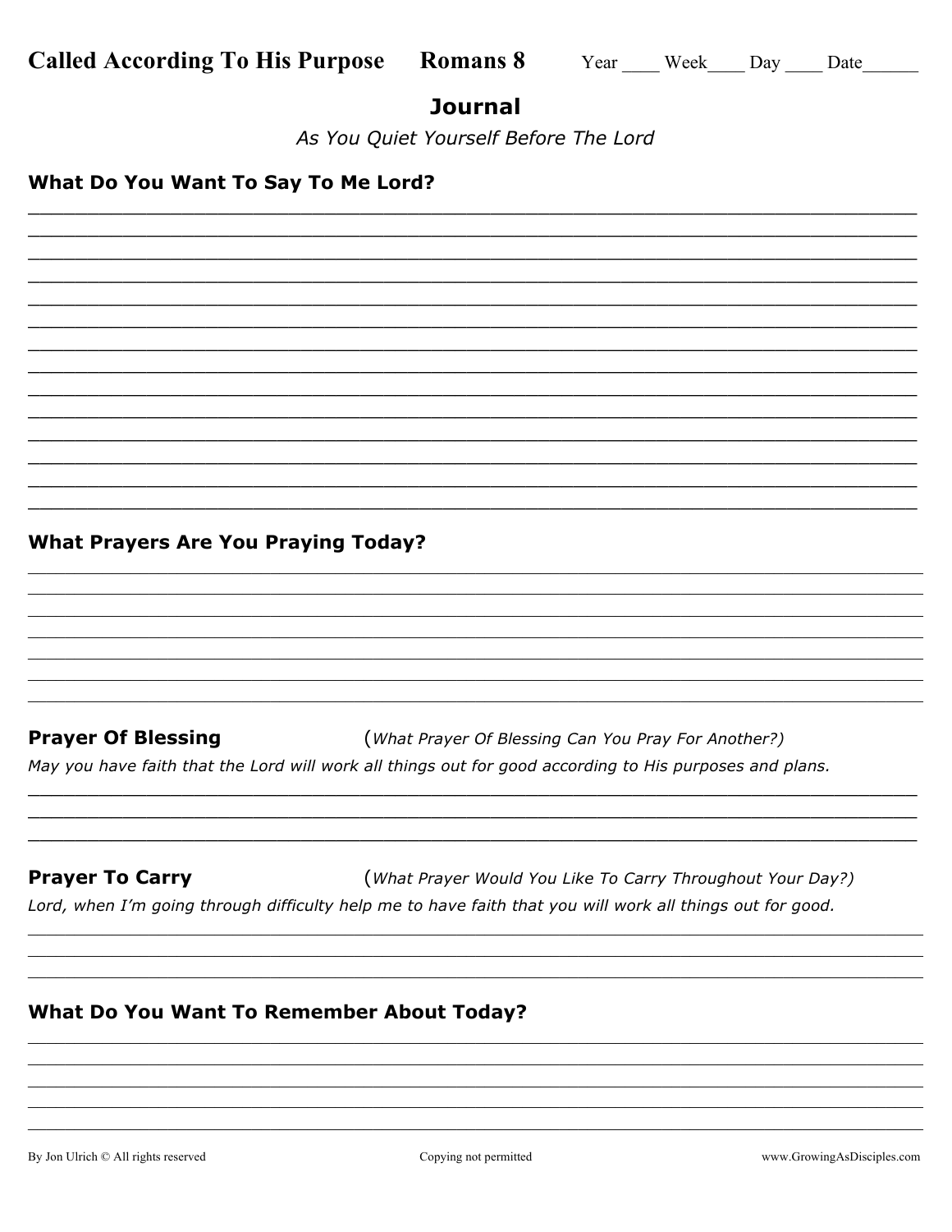**Called According To His Purpose Romans 8** Year ____ Week____ Day ____ Date______

## Journal

*As You Quiet Yourself Before The Lord*

### What Do You Want To Say To Me Lord?

_______________________________________________________________________________
_______________________________________________________________________________
_______________________________________________________________________________
_______________________________________________________________________________
_______________________________________________________________________________
_______________________________________________________________________________
_______________________________________________________________________________
_______________________________________________________________________________
_______________________________________________________________________________
_______________________________________________________________________________
_______________________________________________________________________________
_______________________________________________________________________________
_______________________________________________________________________________
_______________________________________________________________________________

### What Prayers Are You Praying Today?

_______________________________________________________________________________
_______________________________________________________________________________
_______________________________________________________________________________
_______________________________________________________________________________
_______________________________________________________________________________
_______________________________________________________________________________
_______________________________________________________________________________

### Prayer Of Blessing (*What Prayer Of Blessing Can You Pray For Another?)*

*May you have faith that the Lord will work all things out for good according to His purposes and plans.*

_______________________________________________________________________________
_______________________________________________________________________________
_______________________________________________________________________________

### Prayer To Carry (*What Prayer Would You Like To Carry Throughout Your Day?)*

*Lord, when I'm going through difficulty help me to have faith that you will work all things out for good.*

_______________________________________________________________________________
_______________________________________________________________________________
_______________________________________________________________________________

### What Do You Want To Remember About Today?

_______________________________________________________________________________
_______________________________________________________________________________
_______________________________________________________________________________
_______________________________________________________________________________
_______________________________________________________________________________

By Jon Ulrich © All rights reserved Copying not permitted www.GrowingAsDisciples.com